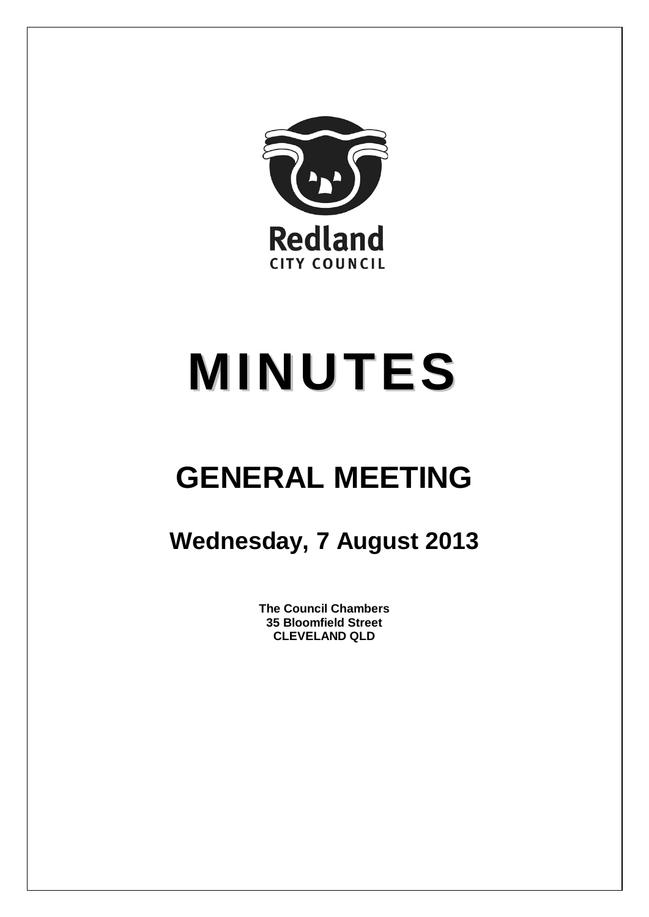Redland

CITY COUNCIL

# MINUTES

## GENERAL MEETING

### Wednesday, 7 August 2013

**The Council Chambers**
**35 Bloomfield Street**
**CLEVELAND QLD**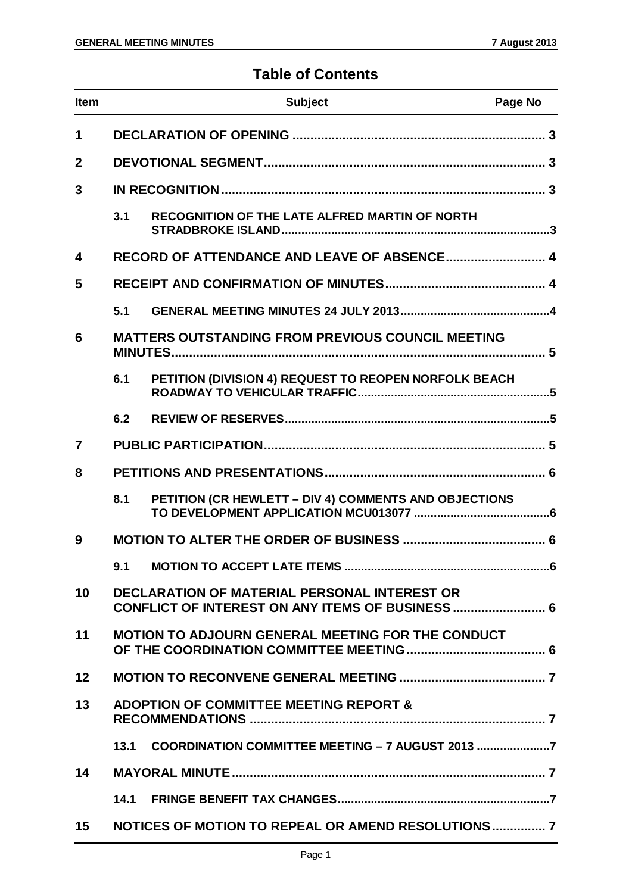## Table of Contents

| Item | | Subject | Page No |
|---|---|---|---|
| **1** | | **DECLARATION OF OPENING** | **3** |
| **2** | | **DEVOTIONAL SEGMENT** | **3** |
| **3** | | **IN RECOGNITION** | **3** |
| | **3.1** | **RECOGNITION OF THE LATE ALFRED MARTIN OF NORTH STRADBROKE ISLAND** | **3** |
| **4** | | **RECORD OF ATTENDANCE AND LEAVE OF ABSENCE** | **4** |
| **5** | | **RECEIPT AND CONFIRMATION OF MINUTES** | **4** |
| | **5.1** | **GENERAL MEETING MINUTES 24 JULY 2013** | **4** |
| **6** | | **MATTERS OUTSTANDING FROM PREVIOUS COUNCIL MEETING MINUTES** | **5** |
| | **6.1** | **PETITION (DIVISION 4) REQUEST TO REOPEN NORFOLK BEACH ROADWAY TO VEHICULAR TRAFFIC** | **5** |
| | **6.2** | **REVIEW OF RESERVES** | **5** |
| **7** | | **PUBLIC PARTICIPATION** | **5** |
| **8** | | **PETITIONS AND PRESENTATIONS** | **6** |
| | **8.1** | **PETITION (CR HEWLETT – DIV 4) COMMENTS AND OBJECTIONS TO DEVELOPMENT APPLICATION MCU013077** | **6** |
| **9** | | **MOTION TO ALTER THE ORDER OF BUSINESS** | **6** |
| | **9.1** | **MOTION TO ACCEPT LATE ITEMS** | **6** |
| **10** | | **DECLARATION OF MATERIAL PERSONAL INTEREST OR CONFLICT OF INTEREST ON ANY ITEMS OF BUSINESS** | **6** |
| **11** | | **MOTION TO ADJOURN GENERAL MEETING FOR THE CONDUCT OF THE COORDINATION COMMITTEE MEETING** | **6** |
| **12** | | **MOTION TO RECONVENE GENERAL MEETING** | **7** |
| **13** | | **ADOPTION OF COMMITTEE MEETING REPORT & RECOMMENDATIONS** | **7** |
| | **13.1** | **COORDINATION COMMITTEE MEETING – 7 AUGUST 2013** | **7** |
| **14** | | **MAYORAL MINUTE** | **7** |
| | **14.1** | **FRINGE BENEFIT TAX CHANGES** | **7** |
| **15** | | **NOTICES OF MOTION TO REPEAL OR AMEND RESOLUTIONS** | **7** |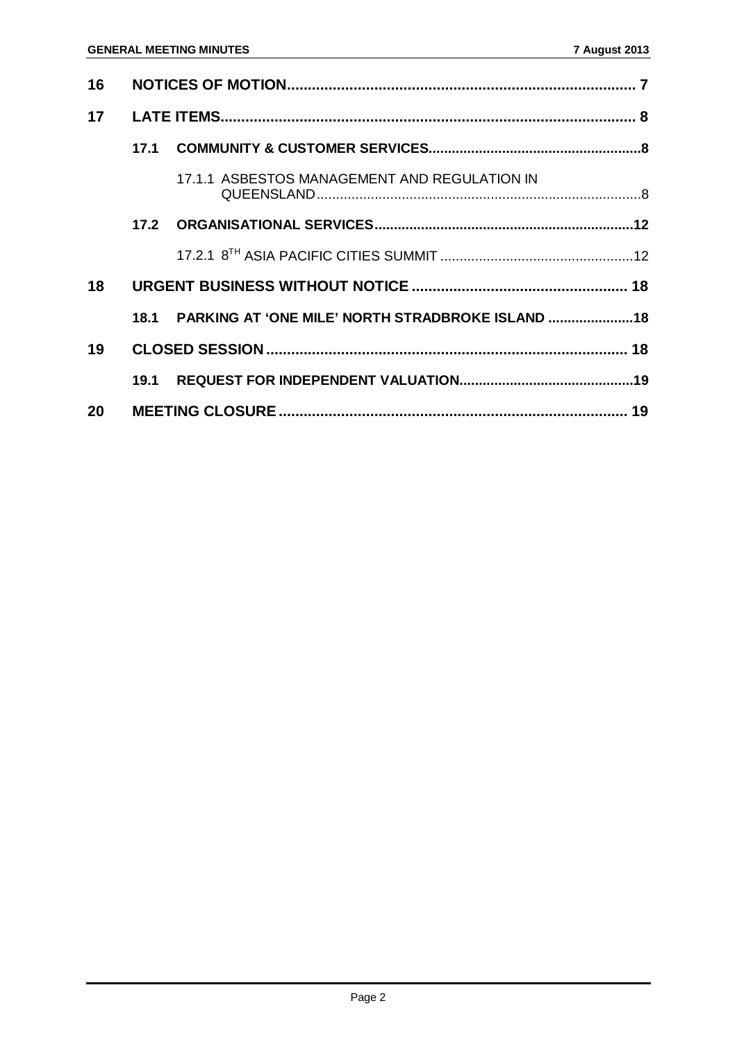| | | | |
|---|---|---|---|
| **16** | **NOTICES OF MOTION** | | **7** |
| **17** | **LATE ITEMS** | | **8** |
| | **17.1** | **COMMUNITY & CUSTOMER SERVICES** | **8** |
| | | 17.1.1 ASBESTOS MANAGEMENT AND REGULATION IN QUEENSLAND | 8 |
| | **17.2** | **ORGANISATIONAL SERVICES** | **12** |
| | | 17.2.1 8TH ASIA PACIFIC CITIES SUMMIT | 12 |
| **18** | **URGENT BUSINESS WITHOUT NOTICE** | | **18** |
| | **18.1** | **PARKING AT 'ONE MILE' NORTH STRADBROKE ISLAND** | **18** |
| **19** | **CLOSED SESSION** | | **18** |
| | **19.1** | **REQUEST FOR INDEPENDENT VALUATION** | **19** |
| **20** | **MEETING CLOSURE** | | **19** |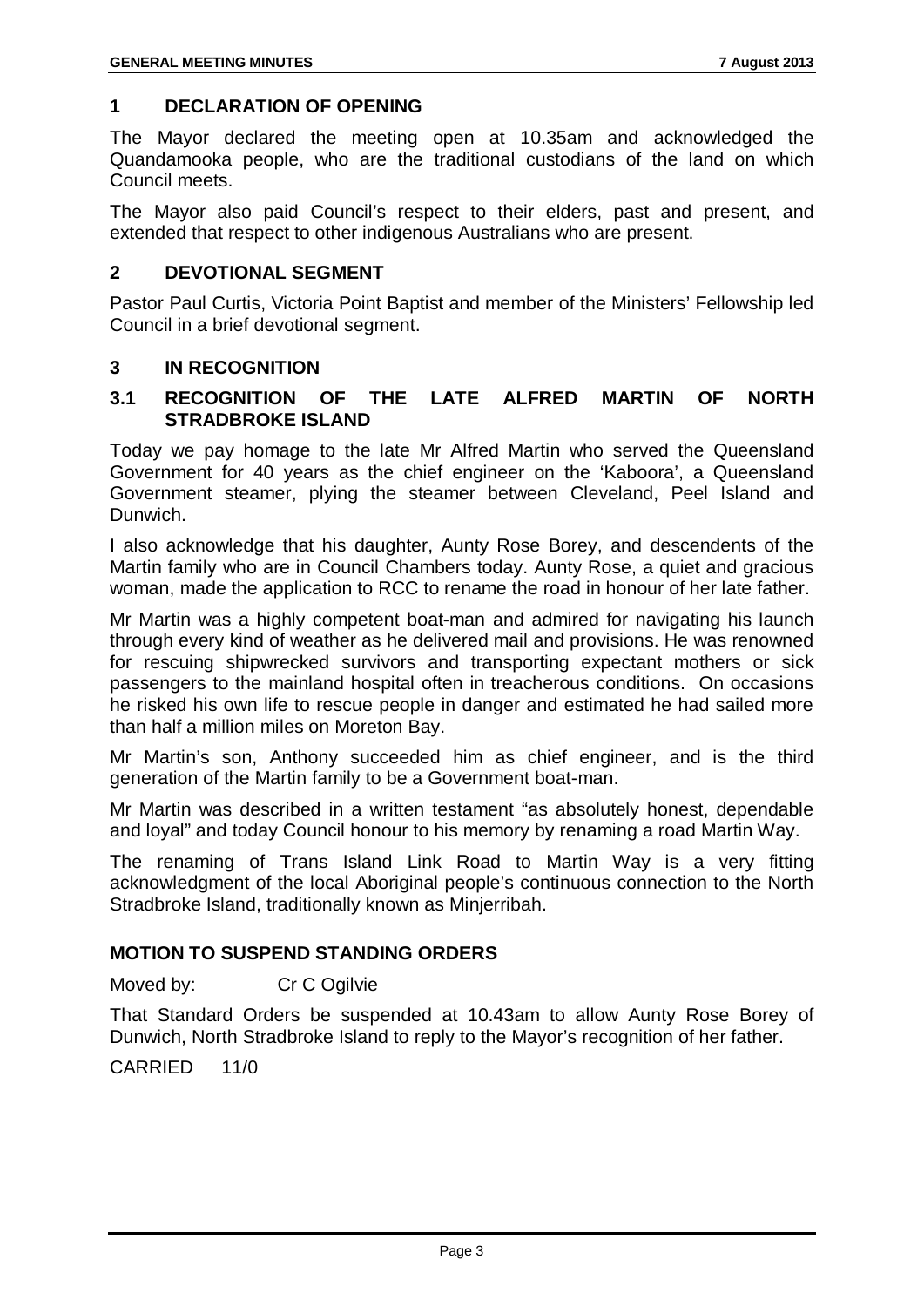## 1 DECLARATION OF OPENING

The Mayor declared the meeting open at 10.35am and acknowledged the Quandamooka people, who are the traditional custodians of the land on which Council meets.

The Mayor also paid Council's respect to their elders, past and present, and extended that respect to other indigenous Australians who are present.

## 2 DEVOTIONAL SEGMENT

Pastor Paul Curtis, Victoria Point Baptist and member of the Ministers' Fellowship led Council in a brief devotional segment.

## 3 IN RECOGNITION

### 3.1 RECOGNITION OF THE LATE ALFRED MARTIN OF NORTH STRADBROKE ISLAND

Today we pay homage to the late Mr Alfred Martin who served the Queensland Government for 40 years as the chief engineer on the 'Kaboora', a Queensland Government steamer, plying the steamer between Cleveland, Peel Island and Dunwich.

I also acknowledge that his daughter, Aunty Rose Borey, and descendents of the Martin family who are in Council Chambers today. Aunty Rose, a quiet and gracious woman, made the application to RCC to rename the road in honour of her late father.

Mr Martin was a highly competent boat-man and admired for navigating his launch through every kind of weather as he delivered mail and provisions. He was renowned for rescuing shipwrecked survivors and transporting expectant mothers or sick passengers to the mainland hospital often in treacherous conditions. On occasions he risked his own life to rescue people in danger and estimated he had sailed more than half a million miles on Moreton Bay.

Mr Martin's son, Anthony succeeded him as chief engineer, and is the third generation of the Martin family to be a Government boat-man.

Mr Martin was described in a written testament "as absolutely honest, dependable and loyal" and today Council honour to his memory by renaming a road Martin Way.

The renaming of Trans Island Link Road to Martin Way is a very fitting acknowledgment of the local Aboriginal people's continuous connection to the North Stradbroke Island, traditionally known as Minjerribah.

### MOTION TO SUSPEND STANDING ORDERS

Moved by: Cr C Ogilvie

That Standard Orders be suspended at 10.43am to allow Aunty Rose Borey of Dunwich, North Stradbroke Island to reply to the Mayor's recognition of her father.

CARRIED 11/0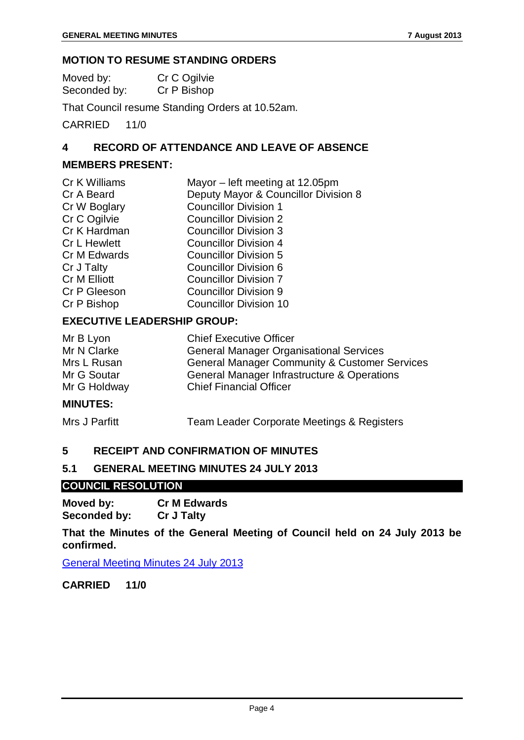## MOTION TO RESUME STANDING ORDERS

Moved by: Cr C Ogilvie
Seconded by: Cr P Bishop

That Council resume Standing Orders at 10.52am.

CARRIED 11/0

## 4 RECORD OF ATTENDANCE AND LEAVE OF ABSENCE

### MEMBERS PRESENT:

| | |
|---|---|
| Cr K Williams | Mayor – left meeting at 12.05pm |
| Cr A Beard | Deputy Mayor & Councillor Division 8 |
| Cr W Boglary | Councillor Division 1 |
| Cr C Ogilvie | Councillor Division 2 |
| Cr K Hardman | Councillor Division 3 |
| Cr L Hewlett | Councillor Division 4 |
| Cr M Edwards | Councillor Division 5 |
| Cr J Talty | Councillor Division 6 |
| Cr M Elliott | Councillor Division 7 |
| Cr P Gleeson | Councillor Division 9 |
| Cr P Bishop | Councillor Division 10 |

### EXECUTIVE LEADERSHIP GROUP:

| | |
|---|---|
| Mr B Lyon | Chief Executive Officer |
| Mr N Clarke | General Manager Organisational Services |
| Mrs L Rusan | General Manager Community & Customer Services |
| Mr G Soutar | General Manager Infrastructure & Operations |
| Mr G Holdway | Chief Financial Officer |

### MINUTES:

| | |
|---|---|
| Mrs J Parfitt | Team Leader Corporate Meetings & Registers |

## 5 RECEIPT AND CONFIRMATION OF MINUTES

### 5.1 GENERAL MEETING MINUTES 24 JULY 2013

**COUNCIL RESOLUTION**

**Moved by: Cr M Edwards**
**Seconded by: Cr J Talty**

**That the Minutes of the General Meeting of Council held on 24 July 2013 be confirmed.**

General Meeting Minutes 24 July 2013

**CARRIED 11/0**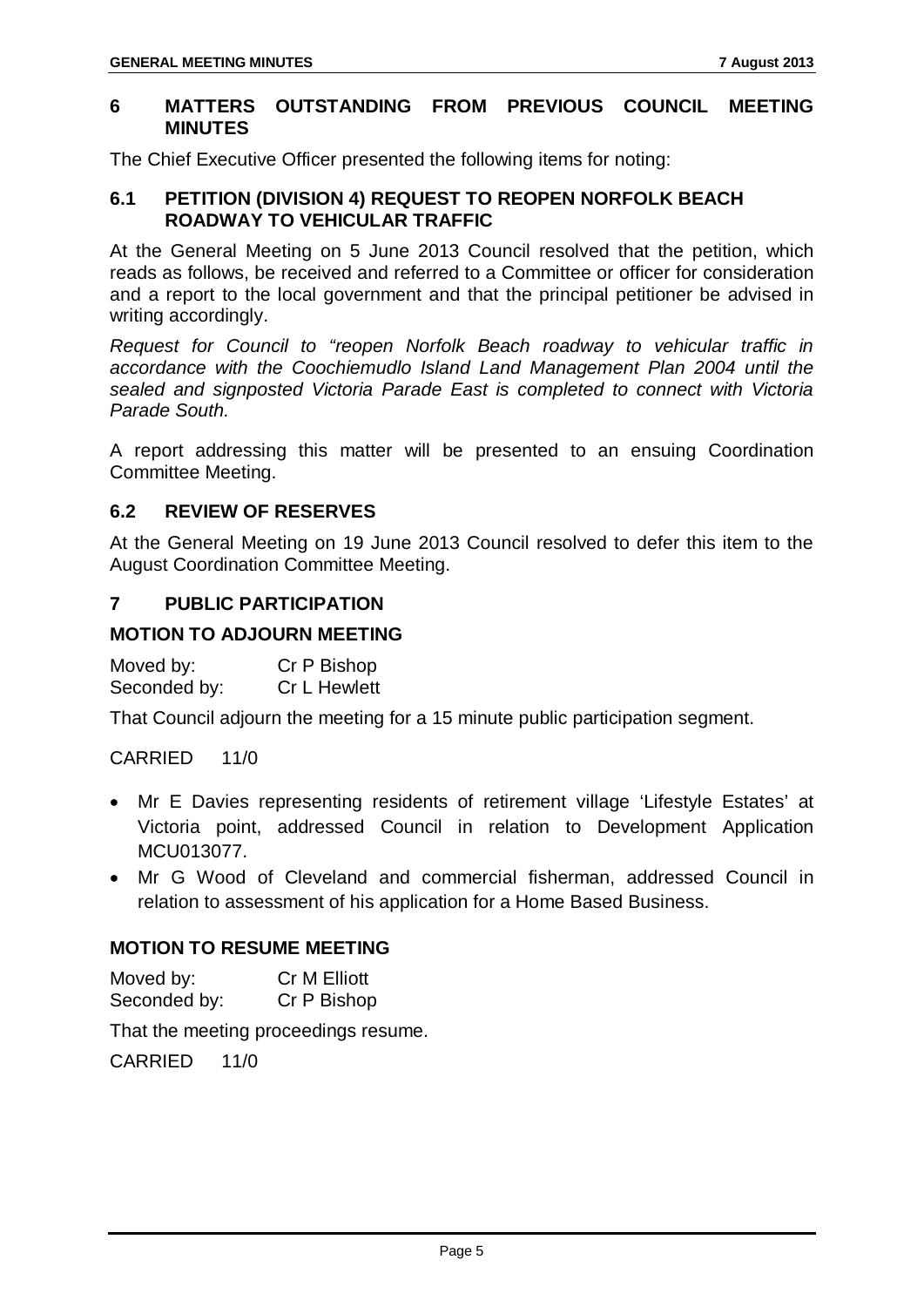## 6 MATTERS OUTSTANDING FROM PREVIOUS COUNCIL MEETING MINUTES

The Chief Executive Officer presented the following items for noting:

### 6.1 PETITION (DIVISION 4) REQUEST TO REOPEN NORFOLK BEACH ROADWAY TO VEHICULAR TRAFFIC

At the General Meeting on 5 June 2013 Council resolved that the petition, which reads as follows, be received and referred to a Committee or officer for consideration and a report to the local government and that the principal petitioner be advised in writing accordingly.

*Request for Council to "reopen Norfolk Beach roadway to vehicular traffic in accordance with the Coochiemudlo Island Land Management Plan 2004 until the sealed and signposted Victoria Parade East is completed to connect with Victoria Parade South.*

A report addressing this matter will be presented to an ensuing Coordination Committee Meeting.

### 6.2 REVIEW OF RESERVES

At the General Meeting on 19 June 2013 Council resolved to defer this item to the August Coordination Committee Meeting.

## 7 PUBLIC PARTICIPATION

### MOTION TO ADJOURN MEETING

Moved by: Cr P Bishop
Seconded by: Cr L Hewlett

That Council adjourn the meeting for a 15 minute public participation segment.

CARRIED 11/0

- Mr E Davies representing residents of retirement village 'Lifestyle Estates' at Victoria point, addressed Council in relation to Development Application MCU013077.
- Mr G Wood of Cleveland and commercial fisherman, addressed Council in relation to assessment of his application for a Home Based Business.

### MOTION TO RESUME MEETING

Moved by: Cr M Elliott
Seconded by: Cr P Bishop

That the meeting proceedings resume.

CARRIED 11/0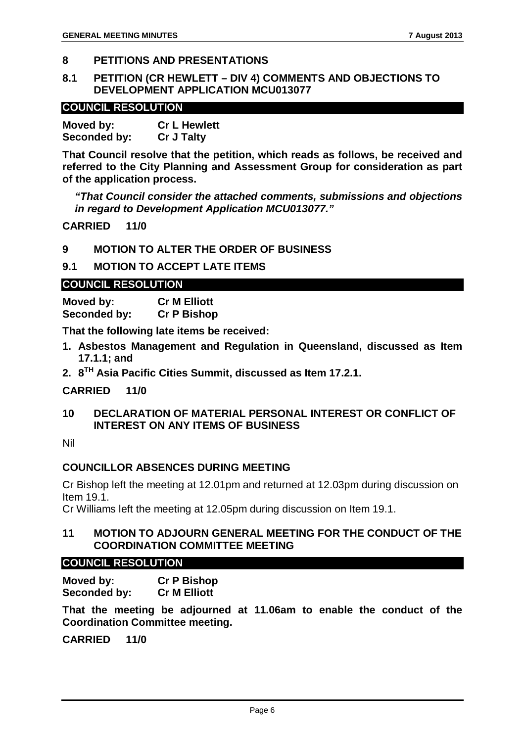## 8 PETITIONS AND PRESENTATIONS

### 8.1 PETITION (CR HEWLETT – DIV 4) COMMENTS AND OBJECTIONS TO DEVELOPMENT APPLICATION MCU013077

**COUNCIL RESOLUTION**

**Moved by:** **Cr L Hewlett**
**Seconded by:** **Cr J Talty**

**That Council resolve that the petition, which reads as follows, be received and referred to the City Planning and Assessment Group for consideration as part of the application process.**

> ***"That Council consider the attached comments, submissions and objections in regard to Development Application MCU013077."***

**CARRIED 11/0**

## 9 MOTION TO ALTER THE ORDER OF BUSINESS

### 9.1 MOTION TO ACCEPT LATE ITEMS

**COUNCIL RESOLUTION**

**Moved by:** **Cr M Elliott**
**Seconded by:** **Cr P Bishop**

**That the following late items be received:**

1. **Asbestos Management and Regulation in Queensland, discussed as Item 17.1.1; and**
2. **8TH Asia Pacific Cities Summit, discussed as Item 17.2.1.**

**CARRIED 11/0**

## 10 DECLARATION OF MATERIAL PERSONAL INTEREST OR CONFLICT OF INTEREST ON ANY ITEMS OF BUSINESS

Nil

### COUNCILLOR ABSENCES DURING MEETING

Cr Bishop left the meeting at 12.01pm and returned at 12.03pm during discussion on Item 19.1.

Cr Williams left the meeting at 12.05pm during discussion on Item 19.1.

## 11 MOTION TO ADJOURN GENERAL MEETING FOR THE CONDUCT OF THE COORDINATION COMMITTEE MEETING

**COUNCIL RESOLUTION**

**Moved by:** **Cr P Bishop**
**Seconded by:** **Cr M Elliott**

**That the meeting be adjourned at 11.06am to enable the conduct of the Coordination Committee meeting.**

**CARRIED 11/0**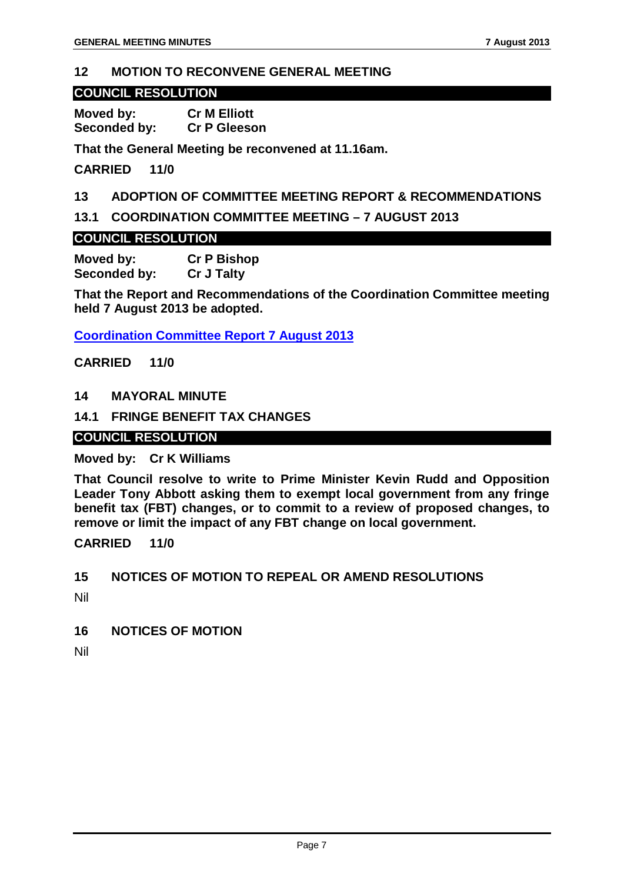## 12 MOTION TO RECONVENE GENERAL MEETING

**COUNCIL RESOLUTION**

**Moved by:** **Cr M Elliott**
**Seconded by:** **Cr P Gleeson**

**That the General Meeting be reconvened at 11.16am.**

**CARRIED 11/0**

## 13 ADOPTION OF COMMITTEE MEETING REPORT & RECOMMENDATIONS

### 13.1 COORDINATION COMMITTEE MEETING – 7 AUGUST 2013

**COUNCIL RESOLUTION**

**Moved by:** **Cr P Bishop**
**Seconded by:** **Cr J Talty**

**That the Report and Recommendations of the Coordination Committee meeting held 7 August 2013 be adopted.**

**Coordination Committee Report 7 August 2013**

**CARRIED 11/0**

## 14 MAYORAL MINUTE

### 14.1 FRINGE BENEFIT TAX CHANGES

**COUNCIL RESOLUTION**

**Moved by:** **Cr K Williams**

**That Council resolve to write to Prime Minister Kevin Rudd and Opposition Leader Tony Abbott asking them to exempt local government from any fringe benefit tax (FBT) changes, or to commit to a review of proposed changes, to remove or limit the impact of any FBT change on local government.**

**CARRIED 11/0**

## 15 NOTICES OF MOTION TO REPEAL OR AMEND RESOLUTIONS

Nil

## 16 NOTICES OF MOTION

Nil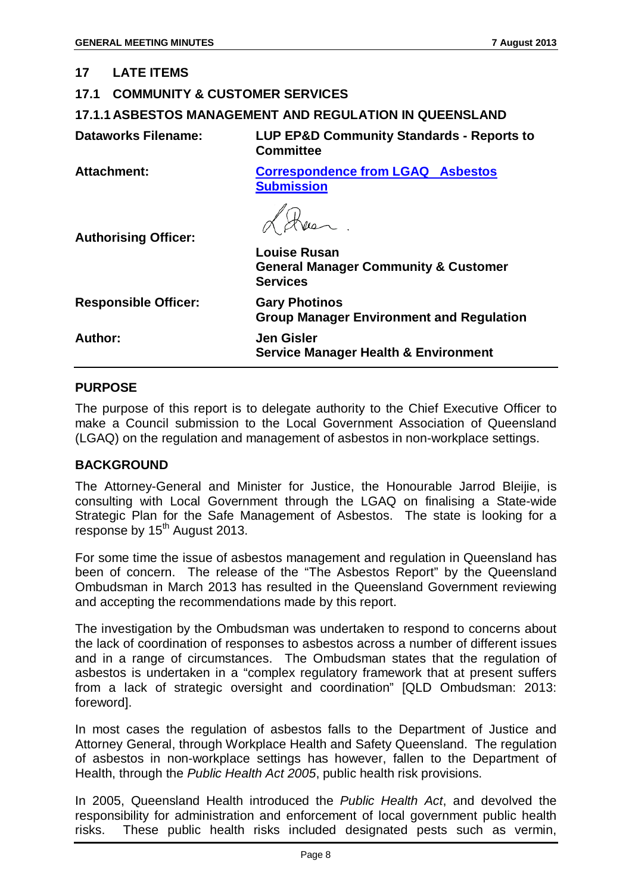## 17 LATE ITEMS

### 17.1 COMMUNITY & CUSTOMER SERVICES

#### 17.1.1 ASBESTOS MANAGEMENT AND REGULATION IN QUEENSLAND

| | |
|---|---|
| **Dataworks Filename:** | **LUP EP&D Community Standards - Reports to Committee** |
| **Attachment:** | **Correspondence from LGAQ Asbestos Submission** |
| **Authorising Officer:** | **Louise Rusan**<br>**General Manager Community & Customer Services** |
| **Responsible Officer:** | **Gary Photinos**<br>**Group Manager Environment and Regulation** |
| **Author:** | **Jen Gisler**<br>**Service Manager Health & Environment** |

## PURPOSE

The purpose of this report is to delegate authority to the Chief Executive Officer to make a Council submission to the Local Government Association of Queensland (LGAQ) on the regulation and management of asbestos in non-workplace settings.

## BACKGROUND

The Attorney-General and Minister for Justice, the Honourable Jarrod Bleijie, is consulting with Local Government through the LGAQ on finalising a State-wide Strategic Plan for the Safe Management of Asbestos. The state is looking for a response by 15th August 2013.

For some time the issue of asbestos management and regulation in Queensland has been of concern. The release of the "The Asbestos Report" by the Queensland Ombudsman in March 2013 has resulted in the Queensland Government reviewing and accepting the recommendations made by this report.

The investigation by the Ombudsman was undertaken to respond to concerns about the lack of coordination of responses to asbestos across a number of different issues and in a range of circumstances. The Ombudsman states that the regulation of asbestos is undertaken in a "complex regulatory framework that at present suffers from a lack of strategic oversight and coordination" [QLD Ombudsman: 2013: foreword].

In most cases the regulation of asbestos falls to the Department of Justice and Attorney General, through Workplace Health and Safety Queensland. The regulation of asbestos in non-workplace settings has however, fallen to the Department of Health, through the *Public Health Act 2005*, public health risk provisions.

In 2005, Queensland Health introduced the *Public Health Act*, and devolved the responsibility for administration and enforcement of local government public health risks. These public health risks included designated pests such as vermin,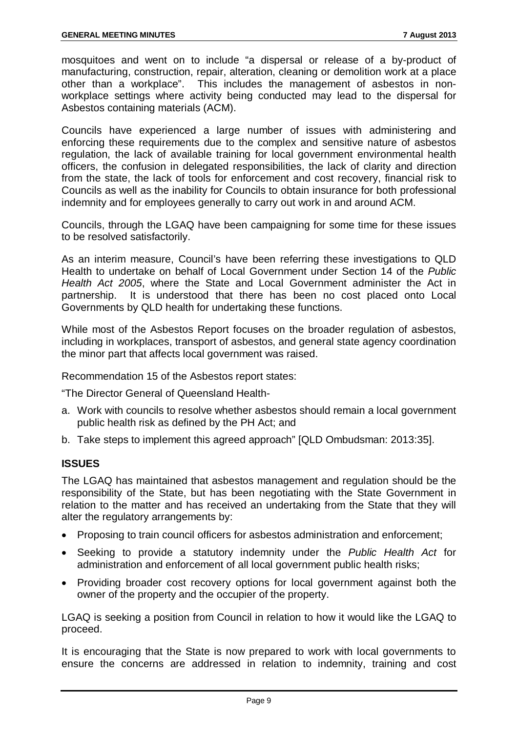mosquitoes and went on to include "a dispersal or release of a by-product of manufacturing, construction, repair, alteration, cleaning or demolition work at a place other than a workplace". This includes the management of asbestos in non-workplace settings where activity being conducted may lead to the dispersal for Asbestos containing materials (ACM).

Councils have experienced a large number of issues with administering and enforcing these requirements due to the complex and sensitive nature of asbestos regulation, the lack of available training for local government environmental health officers, the confusion in delegated responsibilities, the lack of clarity and direction from the state, the lack of tools for enforcement and cost recovery, financial risk to Councils as well as the inability for Councils to obtain insurance for both professional indemnity and for employees generally to carry out work in and around ACM.

Councils, through the LGAQ have been campaigning for some time for these issues to be resolved satisfactorily.

As an interim measure, Council's have been referring these investigations to QLD Health to undertake on behalf of Local Government under Section 14 of the *Public Health Act 2005*, where the State and Local Government administer the Act in partnership. It is understood that there has been no cost placed onto Local Governments by QLD health for undertaking these functions.

While most of the Asbestos Report focuses on the broader regulation of asbestos, including in workplaces, transport of asbestos, and general state agency coordination the minor part that affects local government was raised.

Recommendation 15 of the Asbestos report states:

"The Director General of Queensland Health-

a. Work with councils to resolve whether asbestos should remain a local government public health risk as defined by the PH Act; and
b. Take steps to implement this agreed approach" [QLD Ombudsman: 2013:35].

## ISSUES

The LGAQ has maintained that asbestos management and regulation should be the responsibility of the State, but has been negotiating with the State Government in relation to the matter and has received an undertaking from the State that they will alter the regulatory arrangements by:

- Proposing to train council officers for asbestos administration and enforcement;
- Seeking to provide a statutory indemnity under the *Public Health Act* for administration and enforcement of all local government public health risks;
- Providing broader cost recovery options for local government against both the owner of the property and the occupier of the property.

LGAQ is seeking a position from Council in relation to how it would like the LGAQ to proceed.

It is encouraging that the State is now prepared to work with local governments to ensure the concerns are addressed in relation to indemnity, training and cost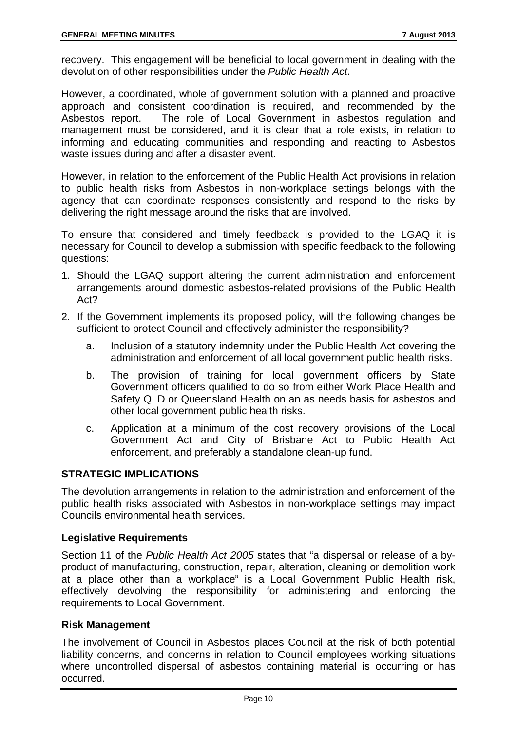recovery. This engagement will be beneficial to local government in dealing with the devolution of other responsibilities under the *Public Health Act*.

However, a coordinated, whole of government solution with a planned and proactive approach and consistent coordination is required, and recommended by the Asbestos report. The role of Local Government in asbestos regulation and management must be considered, and it is clear that a role exists, in relation to informing and educating communities and responding and reacting to Asbestos waste issues during and after a disaster event.

However, in relation to the enforcement of the Public Health Act provisions in relation to public health risks from Asbestos in non-workplace settings belongs with the agency that can coordinate responses consistently and respond to the risks by delivering the right message around the risks that are involved.

To ensure that considered and timely feedback is provided to the LGAQ it is necessary for Council to develop a submission with specific feedback to the following questions:

1. Should the LGAQ support altering the current administration and enforcement arrangements around domestic asbestos-related provisions of the Public Health Act?
2. If the Government implements its proposed policy, will the following changes be sufficient to protect Council and effectively administer the responsibility?
   a. Inclusion of a statutory indemnity under the Public Health Act covering the administration and enforcement of all local government public health risks.
   b. The provision of training for local government officers by State Government officers qualified to do so from either Work Place Health and Safety QLD or Queensland Health on an as needs basis for asbestos and other local government public health risks.
   c. Application at a minimum of the cost recovery provisions of the Local Government Act and City of Brisbane Act to Public Health Act enforcement, and preferably a standalone clean-up fund.

## STRATEGIC IMPLICATIONS

The devolution arrangements in relation to the administration and enforcement of the public health risks associated with Asbestos in non-workplace settings may impact Councils environmental health services.

### Legislative Requirements

Section 11 of the *Public Health Act 2005* states that "a dispersal or release of a by-product of manufacturing, construction, repair, alteration, cleaning or demolition work at a place other than a workplace" is a Local Government Public Health risk, effectively devolving the responsibility for administering and enforcing the requirements to Local Government.

### Risk Management

The involvement of Council in Asbestos places Council at the risk of both potential liability concerns, and concerns in relation to Council employees working situations where uncontrolled dispersal of asbestos containing material is occurring or has occurred.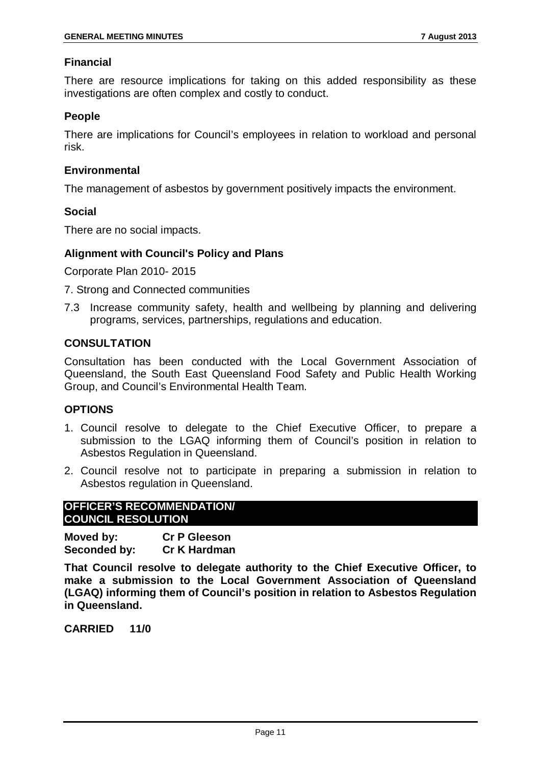### Financial

There are resource implications for taking on this added responsibility as these investigations are often complex and costly to conduct.

### People

There are implications for Council's employees in relation to workload and personal risk.

### Environmental

The management of asbestos by government positively impacts the environment.

### Social

There are no social impacts.

### Alignment with Council's Policy and Plans

Corporate Plan 2010- 2015

7. Strong and Connected communities

7.3 Increase community safety, health and wellbeing by planning and delivering programs, services, partnerships, regulations and education.

## CONSULTATION

Consultation has been conducted with the Local Government Association of Queensland, the South East Queensland Food Safety and Public Health Working Group, and Council's Environmental Health Team.

## OPTIONS

1. Council resolve to delegate to the Chief Executive Officer, to prepare a submission to the LGAQ informing them of Council's position in relation to Asbestos Regulation in Queensland.
2. Council resolve not to participate in preparing a submission in relation to Asbestos regulation in Queensland.

## OFFICER'S RECOMMENDATION/ COUNCIL RESOLUTION

**Moved by:** **Cr P Gleeson**
**Seconded by:** **Cr K Hardman**

**That Council resolve to delegate authority to the Chief Executive Officer, to make a submission to the Local Government Association of Queensland (LGAQ) informing them of Council's position in relation to Asbestos Regulation in Queensland.**

**CARRIED 11/0**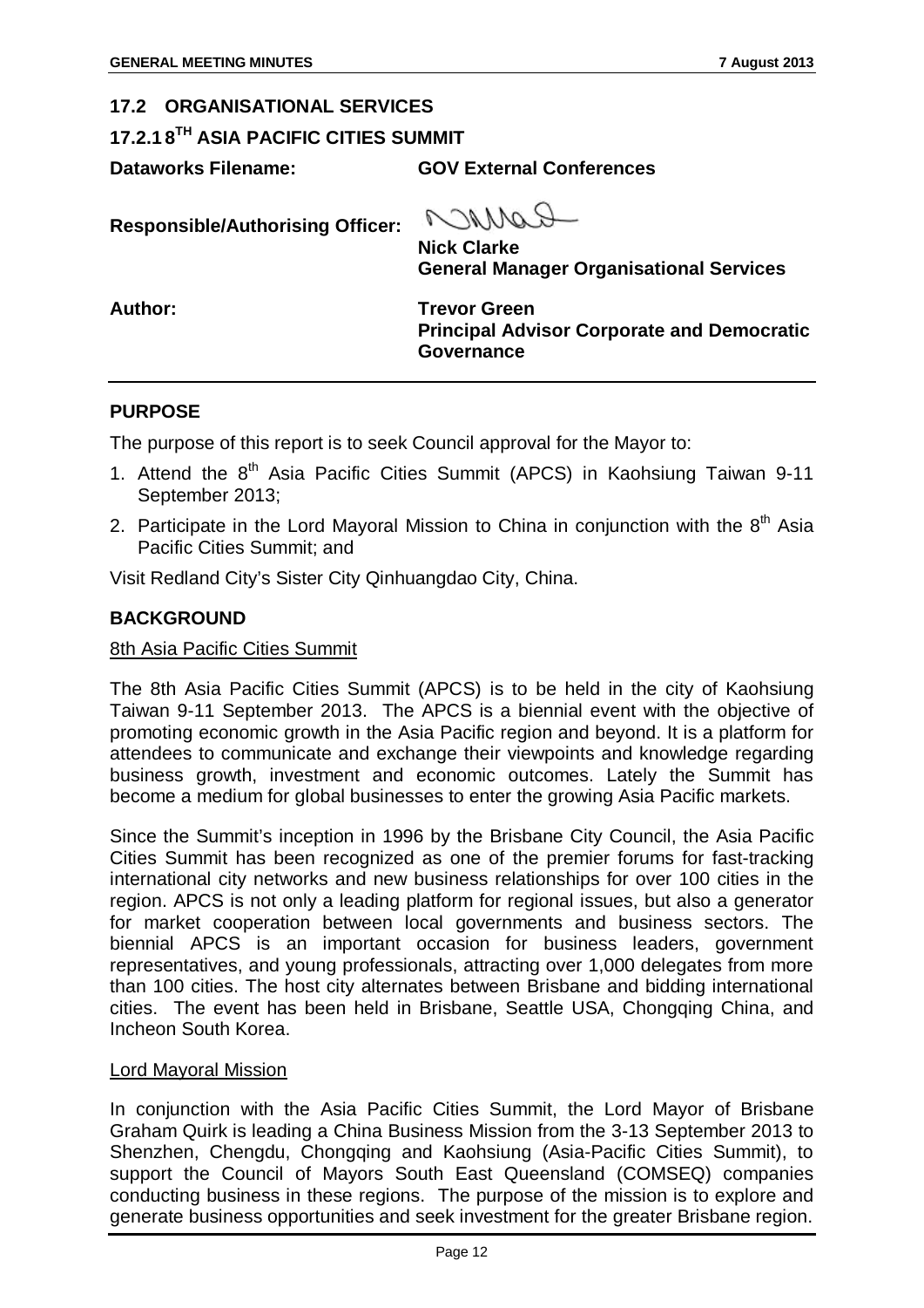## 17.2 ORGANISATIONAL SERVICES

### 17.2.1 8TH ASIA PACIFIC CITIES SUMMIT

**Dataworks Filename:** **GOV External Conferences**

**Responsible/Authorising Officer:** **Nick Clarke**
**General Manager Organisational Services**

**Author:** **Trevor Green**
**Principal Advisor Corporate and Democratic Governance**

## PURPOSE

The purpose of this report is to seek Council approval for the Mayor to:

1. Attend the 8th Asia Pacific Cities Summit (APCS) in Kaohsiung Taiwan 9-11 September 2013;
2. Participate in the Lord Mayoral Mission to China in conjunction with the 8th Asia Pacific Cities Summit; and

Visit Redland City's Sister City Qinhuangdao City, China.

## BACKGROUND

8th Asia Pacific Cities Summit

The 8th Asia Pacific Cities Summit (APCS) is to be held in the city of Kaohsiung Taiwan 9-11 September 2013. The APCS is a biennial event with the objective of promoting economic growth in the Asia Pacific region and beyond. It is a platform for attendees to communicate and exchange their viewpoints and knowledge regarding business growth, investment and economic outcomes. Lately the Summit has become a medium for global businesses to enter the growing Asia Pacific markets.

Since the Summit's inception in 1996 by the Brisbane City Council, the Asia Pacific Cities Summit has been recognized as one of the premier forums for fast-tracking international city networks and new business relationships for over 100 cities in the region. APCS is not only a leading platform for regional issues, but also a generator for market cooperation between local governments and business sectors. The biennial APCS is an important occasion for business leaders, government representatives, and young professionals, attracting over 1,000 delegates from more than 100 cities. The host city alternates between Brisbane and bidding international cities. The event has been held in Brisbane, Seattle USA, Chongqing China, and Incheon South Korea.

Lord Mayoral Mission

In conjunction with the Asia Pacific Cities Summit, the Lord Mayor of Brisbane Graham Quirk is leading a China Business Mission from the 3-13 September 2013 to Shenzhen, Chengdu, Chongqing and Kaohsiung (Asia-Pacific Cities Summit), to support the Council of Mayors South East Queensland (COMSEQ) companies conducting business in these regions. The purpose of the mission is to explore and generate business opportunities and seek investment for the greater Brisbane region.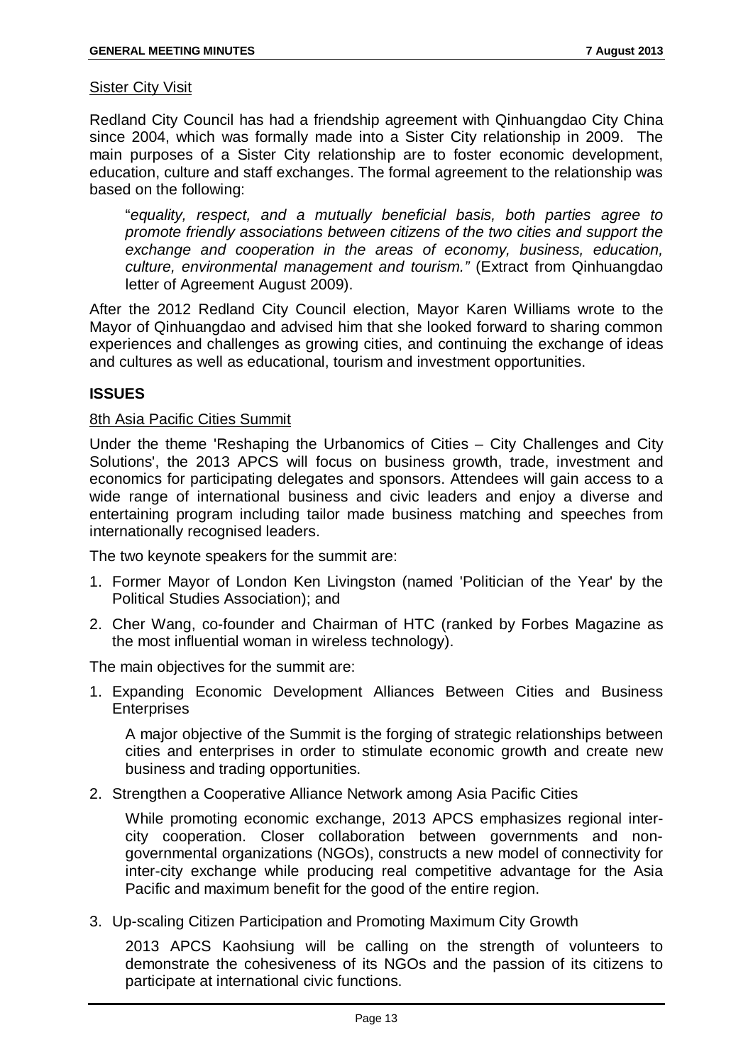Sister City Visit

Redland City Council has had a friendship agreement with Qinhuangdao City China since 2004, which was formally made into a Sister City relationship in 2009. The main purposes of a Sister City relationship are to foster economic development, education, culture and staff exchanges. The formal agreement to the relationship was based on the following:

> "*equality, respect, and a mutually beneficial basis, both parties agree to promote friendly associations between citizens of the two cities and support the exchange and cooperation in the areas of economy, business, education, culture, environmental management and tourism."* (Extract from Qinhuangdao letter of Agreement August 2009).

After the 2012 Redland City Council election, Mayor Karen Williams wrote to the Mayor of Qinhuangdao and advised him that she looked forward to sharing common experiences and challenges as growing cities, and continuing the exchange of ideas and cultures as well as educational, tourism and investment opportunities.

## ISSUES

8th Asia Pacific Cities Summit

Under the theme 'Reshaping the Urbanomics of Cities – City Challenges and City Solutions', the 2013 APCS will focus on business growth, trade, investment and economics for participating delegates and sponsors. Attendees will gain access to a wide range of international business and civic leaders and enjoy a diverse and entertaining program including tailor made business matching and speeches from internationally recognised leaders.

The two keynote speakers for the summit are:

1. Former Mayor of London Ken Livingston (named 'Politician of the Year' by the Political Studies Association); and
2. Cher Wang, co-founder and Chairman of HTC (ranked by Forbes Magazine as the most influential woman in wireless technology).

The main objectives for the summit are:

1. Expanding Economic Development Alliances Between Cities and Business Enterprises

   A major objective of the Summit is the forging of strategic relationships between cities and enterprises in order to stimulate economic growth and create new business and trading opportunities.

2. Strengthen a Cooperative Alliance Network among Asia Pacific Cities

   While promoting economic exchange, 2013 APCS emphasizes regional inter-city cooperation. Closer collaboration between governments and non-governmental organizations (NGOs), constructs a new model of connectivity for inter-city exchange while producing real competitive advantage for the Asia Pacific and maximum benefit for the good of the entire region.

3. Up-scaling Citizen Participation and Promoting Maximum City Growth

   2013 APCS Kaohsiung will be calling on the strength of volunteers to demonstrate the cohesiveness of its NGOs and the passion of its citizens to participate at international civic functions.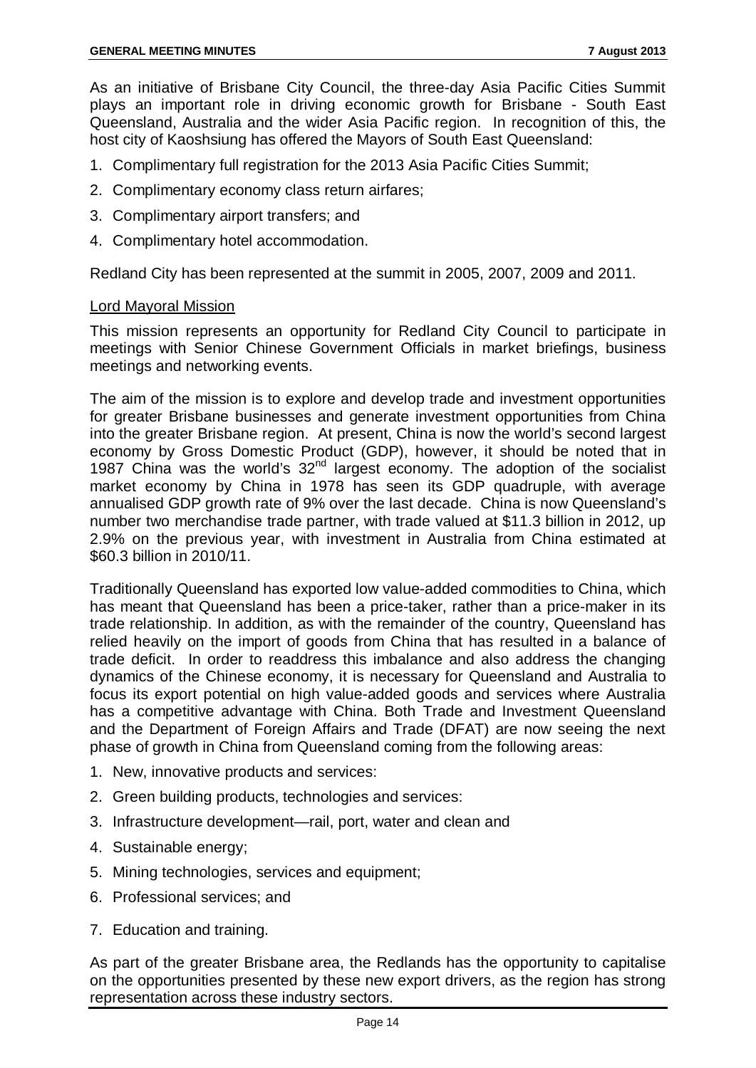As an initiative of Brisbane City Council, the three-day Asia Pacific Cities Summit plays an important role in driving economic growth for Brisbane - South East Queensland, Australia and the wider Asia Pacific region. In recognition of this, the host city of Kaoshsiung has offered the Mayors of South East Queensland:

1. Complimentary full registration for the 2013 Asia Pacific Cities Summit;
2. Complimentary economy class return airfares;
3. Complimentary airport transfers; and
4. Complimentary hotel accommodation.

Redland City has been represented at the summit in 2005, 2007, 2009 and 2011.

Lord Mayoral Mission

This mission represents an opportunity for Redland City Council to participate in meetings with Senior Chinese Government Officials in market briefings, business meetings and networking events.

The aim of the mission is to explore and develop trade and investment opportunities for greater Brisbane businesses and generate investment opportunities from China into the greater Brisbane region. At present, China is now the world's second largest economy by Gross Domestic Product (GDP), however, it should be noted that in 1987 China was the world's 32nd largest economy. The adoption of the socialist market economy by China in 1978 has seen its GDP quadruple, with average annualised GDP growth rate of 9% over the last decade. China is now Queensland's number two merchandise trade partner, with trade valued at $11.3 billion in 2012, up 2.9% on the previous year, with investment in Australia from China estimated at $60.3 billion in 2010/11.

Traditionally Queensland has exported low value-added commodities to China, which has meant that Queensland has been a price-taker, rather than a price-maker in its trade relationship. In addition, as with the remainder of the country, Queensland has relied heavily on the import of goods from China that has resulted in a balance of trade deficit. In order to readdress this imbalance and also address the changing dynamics of the Chinese economy, it is necessary for Queensland and Australia to focus its export potential on high value-added goods and services where Australia has a competitive advantage with China. Both Trade and Investment Queensland and the Department of Foreign Affairs and Trade (DFAT) are now seeing the next phase of growth in China from Queensland coming from the following areas:

1. New, innovative products and services:
2. Green building products, technologies and services:
3. Infrastructure development—rail, port, water and clean and
4. Sustainable energy;
5. Mining technologies, services and equipment;
6. Professional services; and
7. Education and training.

As part of the greater Brisbane area, the Redlands has the opportunity to capitalise on the opportunities presented by these new export drivers, as the region has strong representation across these industry sectors.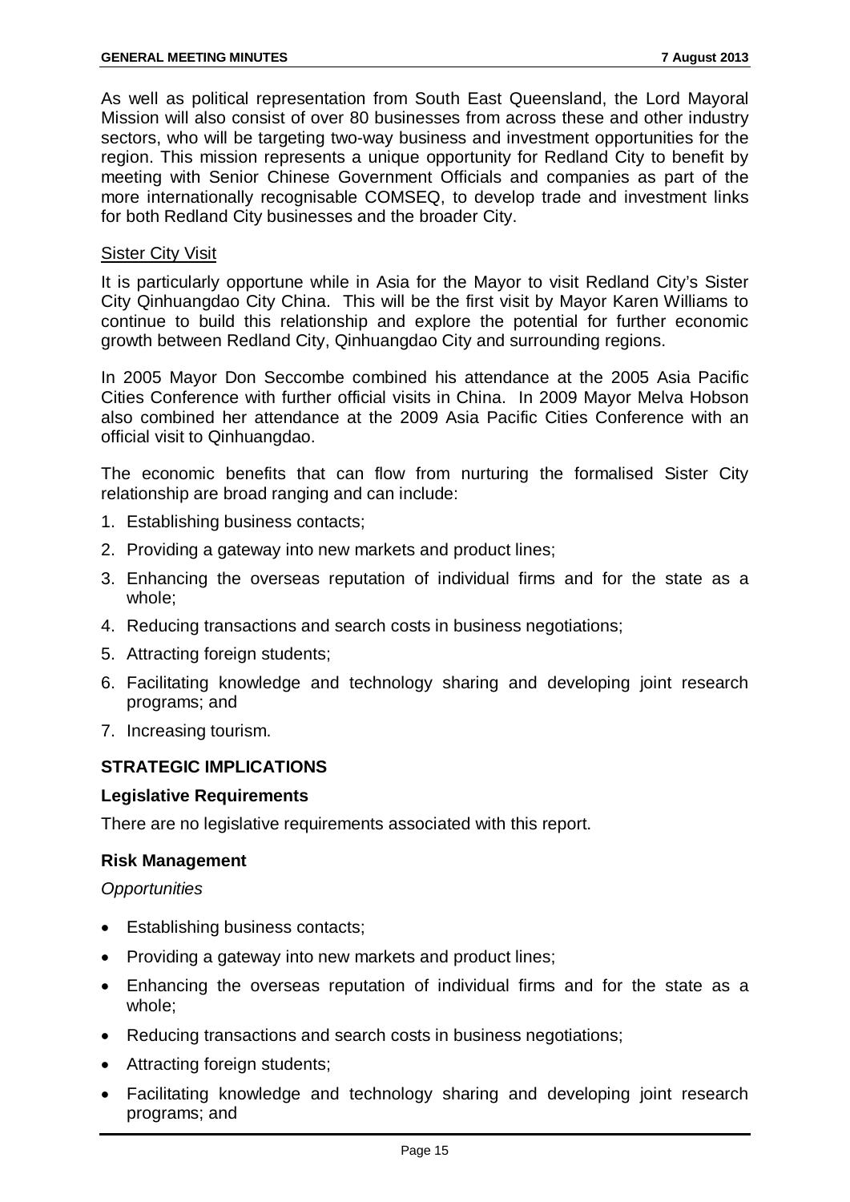As well as political representation from South East Queensland, the Lord Mayoral Mission will also consist of over 80 businesses from across these and other industry sectors, who will be targeting two-way business and investment opportunities for the region. This mission represents a unique opportunity for Redland City to benefit by meeting with Senior Chinese Government Officials and companies as part of the more internationally recognisable COMSEQ, to develop trade and investment links for both Redland City businesses and the broader City.

Sister City Visit

It is particularly opportune while in Asia for the Mayor to visit Redland City's Sister City Qinhuangdao City China. This will be the first visit by Mayor Karen Williams to continue to build this relationship and explore the potential for further economic growth between Redland City, Qinhuangdao City and surrounding regions.

In 2005 Mayor Don Seccombe combined his attendance at the 2005 Asia Pacific Cities Conference with further official visits in China. In 2009 Mayor Melva Hobson also combined her attendance at the 2009 Asia Pacific Cities Conference with an official visit to Qinhuangdao.

The economic benefits that can flow from nurturing the formalised Sister City relationship are broad ranging and can include:

1. Establishing business contacts;
2. Providing a gateway into new markets and product lines;
3. Enhancing the overseas reputation of individual firms and for the state as a whole;
4. Reducing transactions and search costs in business negotiations;
5. Attracting foreign students;
6. Facilitating knowledge and technology sharing and developing joint research programs; and
7. Increasing tourism.

## STRATEGIC IMPLICATIONS

### Legislative Requirements

There are no legislative requirements associated with this report.

### Risk Management

*Opportunities*

- Establishing business contacts;
- Providing a gateway into new markets and product lines;
- Enhancing the overseas reputation of individual firms and for the state as a whole;
- Reducing transactions and search costs in business negotiations;
- Attracting foreign students;
- Facilitating knowledge and technology sharing and developing joint research programs; and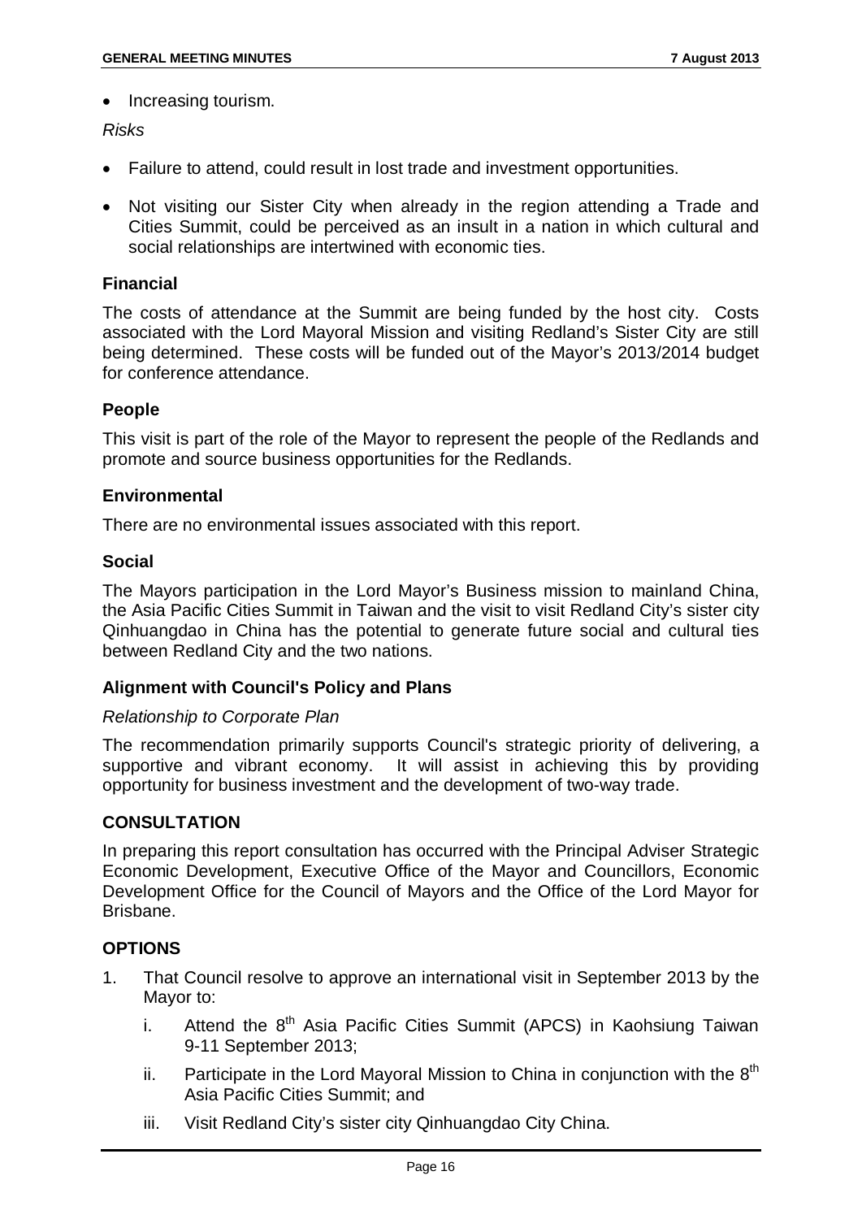- Increasing tourism.

*Risks*

- Failure to attend, could result in lost trade and investment opportunities.
- Not visiting our Sister City when already in the region attending a Trade and Cities Summit, could be perceived as an insult in a nation in which cultural and social relationships are intertwined with economic ties.

### Financial

The costs of attendance at the Summit are being funded by the host city. Costs associated with the Lord Mayoral Mission and visiting Redland's Sister City are still being determined. These costs will be funded out of the Mayor's 2013/2014 budget for conference attendance.

### People

This visit is part of the role of the Mayor to represent the people of the Redlands and promote and source business opportunities for the Redlands.

### Environmental

There are no environmental issues associated with this report.

### Social

The Mayors participation in the Lord Mayor's Business mission to mainland China, the Asia Pacific Cities Summit in Taiwan and the visit to visit Redland City's sister city Qinhuangdao in China has the potential to generate future social and cultural ties between Redland City and the two nations.

### Alignment with Council's Policy and Plans

*Relationship to Corporate Plan*

The recommendation primarily supports Council's strategic priority of delivering, a supportive and vibrant economy. It will assist in achieving this by providing opportunity for business investment and the development of two-way trade.

## CONSULTATION

In preparing this report consultation has occurred with the Principal Adviser Strategic Economic Development, Executive Office of the Mayor and Councillors, Economic Development Office for the Council of Mayors and the Office of the Lord Mayor for Brisbane.

## OPTIONS

1. That Council resolve to approve an international visit in September 2013 by the Mayor to:
   i. Attend the 8th Asia Pacific Cities Summit (APCS) in Kaohsiung Taiwan 9-11 September 2013;
   ii. Participate in the Lord Mayoral Mission to China in conjunction with the 8th Asia Pacific Cities Summit; and
   iii. Visit Redland City's sister city Qinhuangdao City China.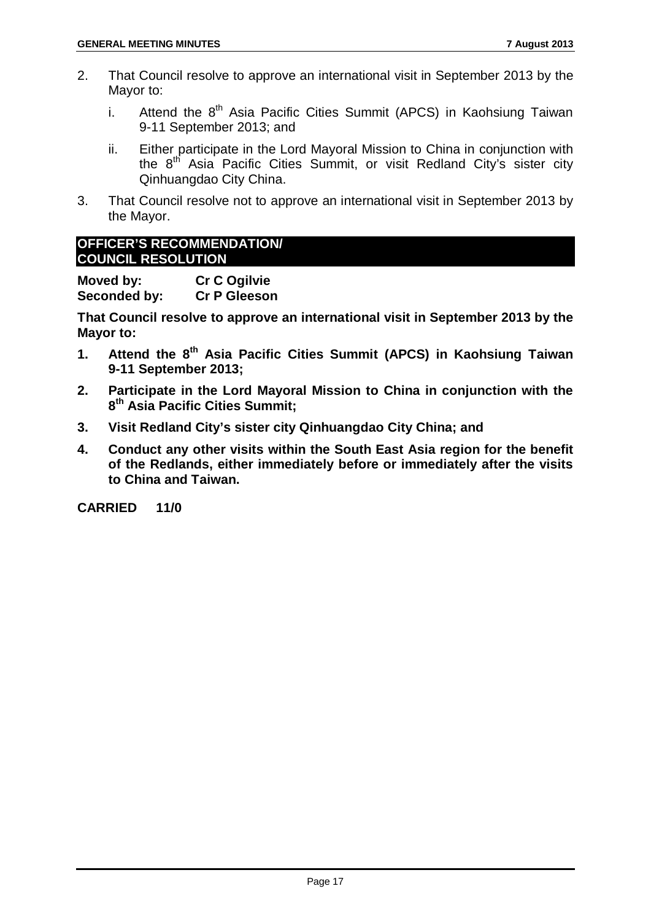2. That Council resolve to approve an international visit in September 2013 by the Mayor to:

   i. Attend the 8th Asia Pacific Cities Summit (APCS) in Kaohsiung Taiwan 9-11 September 2013; and

   ii. Either participate in the Lord Mayoral Mission to China in conjunction with the 8th Asia Pacific Cities Summit, or visit Redland City's sister city Qinhuangdao City China.

3. That Council resolve not to approve an international visit in September 2013 by the Mayor.

## OFFICER'S RECOMMENDATION/ COUNCIL RESOLUTION

**Moved by:** **Cr C Ogilvie**
**Seconded by:** **Cr P Gleeson**

**That Council resolve to approve an international visit in September 2013 by the Mayor to:**

1. **Attend the 8th Asia Pacific Cities Summit (APCS) in Kaohsiung Taiwan 9-11 September 2013;**
2. **Participate in the Lord Mayoral Mission to China in conjunction with the 8th Asia Pacific Cities Summit;**
3. **Visit Redland City's sister city Qinhuangdao City China; and**
4. **Conduct any other visits within the South East Asia region for the benefit of the Redlands, either immediately before or immediately after the visits to China and Taiwan.**

**CARRIED 11/0**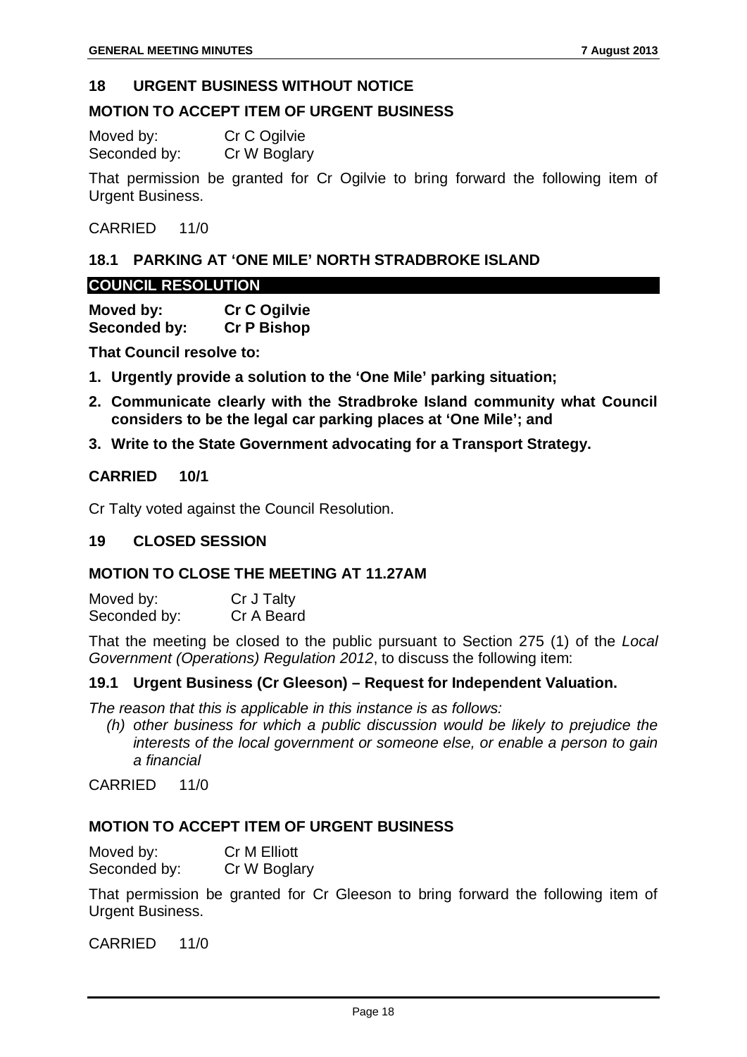## 18 URGENT BUSINESS WITHOUT NOTICE

### MOTION TO ACCEPT ITEM OF URGENT BUSINESS

Moved by: Cr C Ogilvie
Seconded by: Cr W Boglary

That permission be granted for Cr Ogilvie to bring forward the following item of Urgent Business.

CARRIED 11/0

### 18.1 PARKING AT 'ONE MILE' NORTH STRADBROKE ISLAND

**COUNCIL RESOLUTION**

**Moved by: Cr C Ogilvie**
**Seconded by: Cr P Bishop**

**That Council resolve to:**

1. **Urgently provide a solution to the 'One Mile' parking situation;**
2. **Communicate clearly with the Stradbroke Island community what Council considers to be the legal car parking places at 'One Mile'; and**
3. **Write to the State Government advocating for a Transport Strategy.**

**CARRIED 10/1**

Cr Talty voted against the Council Resolution.

## 19 CLOSED SESSION

### MOTION TO CLOSE THE MEETING AT 11.27AM

Moved by: Cr J Talty
Seconded by: Cr A Beard

That the meeting be closed to the public pursuant to Section 275 (1) of the *Local Government (Operations) Regulation 2012*, to discuss the following item:

### 19.1 Urgent Business (Cr Gleeson) – Request for Independent Valuation.

*The reason that this is applicable in this instance is as follows:*

*(h) other business for which a public discussion would be likely to prejudice the interests of the local government or someone else, or enable a person to gain a financial*

CARRIED 11/0

### MOTION TO ACCEPT ITEM OF URGENT BUSINESS

Moved by: Cr M Elliott
Seconded by: Cr W Boglary

That permission be granted for Cr Gleeson to bring forward the following item of Urgent Business.

CARRIED 11/0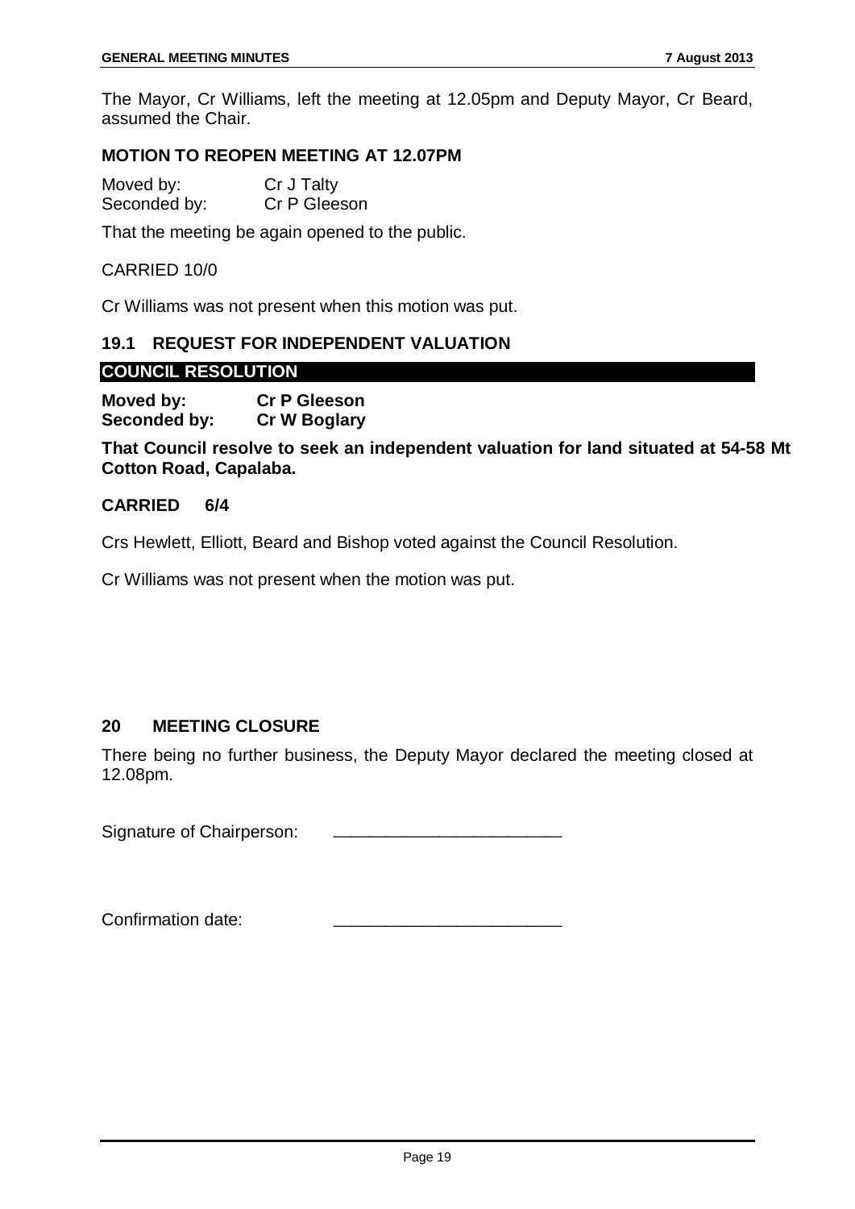The Mayor, Cr Williams, left the meeting at 12.05pm and Deputy Mayor, Cr Beard, assumed the Chair.

### MOTION TO REOPEN MEETING AT 12.07PM

Moved by: Cr J Talty
Seconded by: Cr P Gleeson

That the meeting be again opened to the public.

CARRIED 10/0

Cr Williams was not present when this motion was put.

### 19.1 REQUEST FOR INDEPENDENT VALUATION

**COUNCIL RESOLUTION**

**Moved by: Cr P Gleeson**
**Seconded by: Cr W Boglary**

**That Council resolve to seek an independent valuation for land situated at 54-58 Mt Cotton Road, Capalaba.**

**CARRIED 6/4**

Crs Hewlett, Elliott, Beard and Bishop voted against the Council Resolution.

Cr Williams was not present when the motion was put.

## 20 MEETING CLOSURE

There being no further business, the Deputy Mayor declared the meeting closed at 12.08pm.

Signature of Chairperson: ________________________

Confirmation date: ________________________